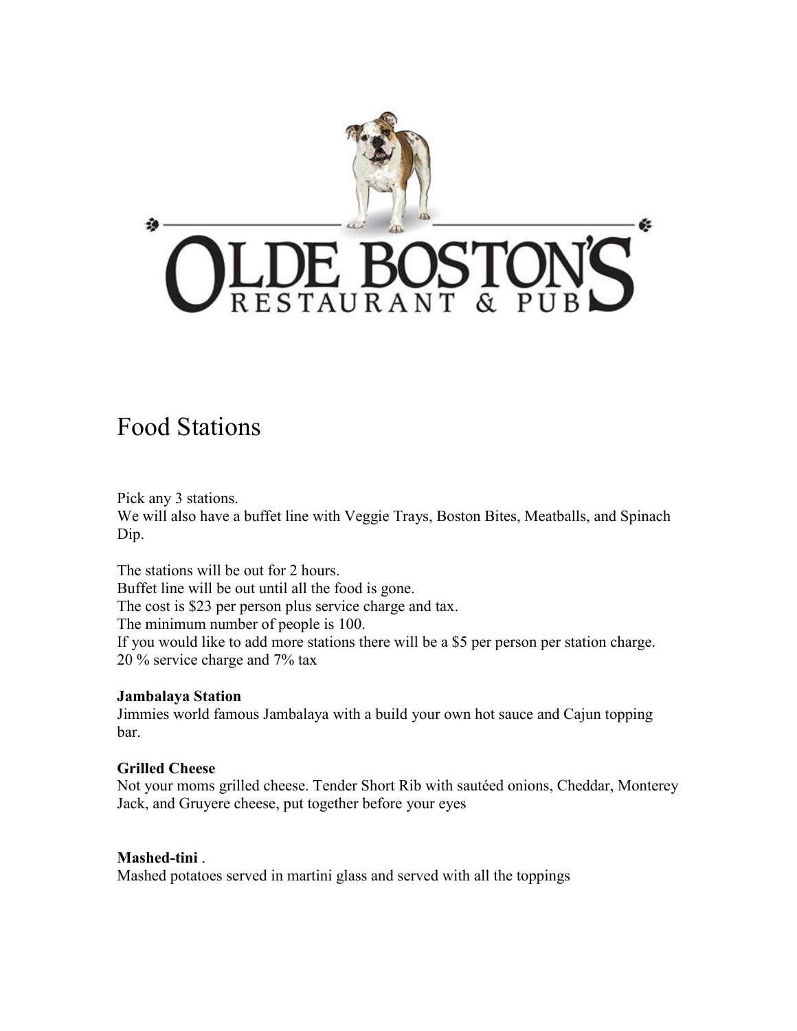# OLDE BOSTON'S RESTAURANT & PUB

## Food Stations

Pick any 3 stations.
We will also have a buffet line with Veggie Trays, Boston Bites, Meatballs, and Spinach Dip.

The stations will be out for 2 hours.
Buffet line will be out until all the food is gone.
The cost is $23 per person plus service charge and tax.
The minimum number of people is 100.
If you would like to add more stations there will be a $5 per person per station charge.
20 % service charge and 7% tax

**Jambalaya Station**
Jimmies world famous Jambalaya with a build your own hot sauce and Cajun topping bar.

**Grilled Cheese**
Not your moms grilled cheese. Tender Short Rib with sautéed onions, Cheddar, Monterey Jack, and Gruyere cheese, put together before your eyes

**Mashed-tini** .
Mashed potatoes served in martini glass and served with all the toppings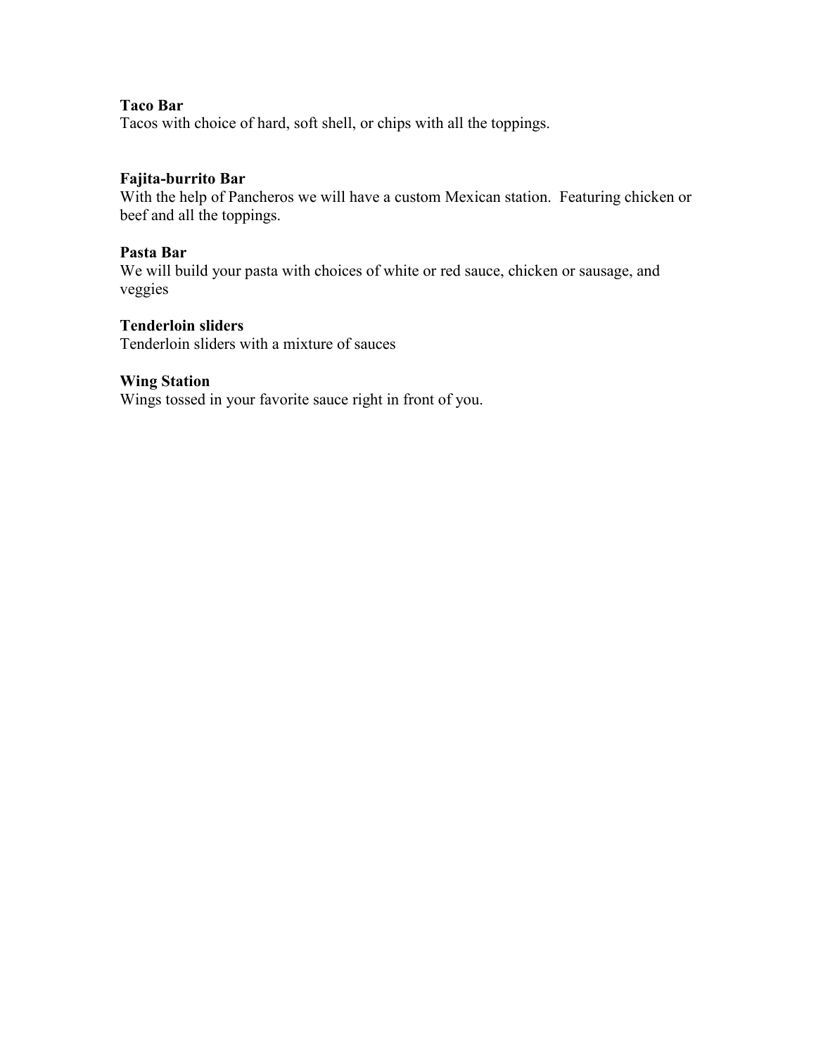**Taco Bar**
Tacos with choice of hard, soft shell, or chips with all the toppings.

**Fajita-burrito Bar**
With the help of Pancheros we will have a custom Mexican station. Featuring chicken or beef and all the toppings.

**Pasta Bar**
We will build your pasta with choices of white or red sauce, chicken or sausage, and veggies

**Tenderloin sliders**
Tenderloin sliders with a mixture of sauces

**Wing Station**
Wings tossed in your favorite sauce right in front of you.